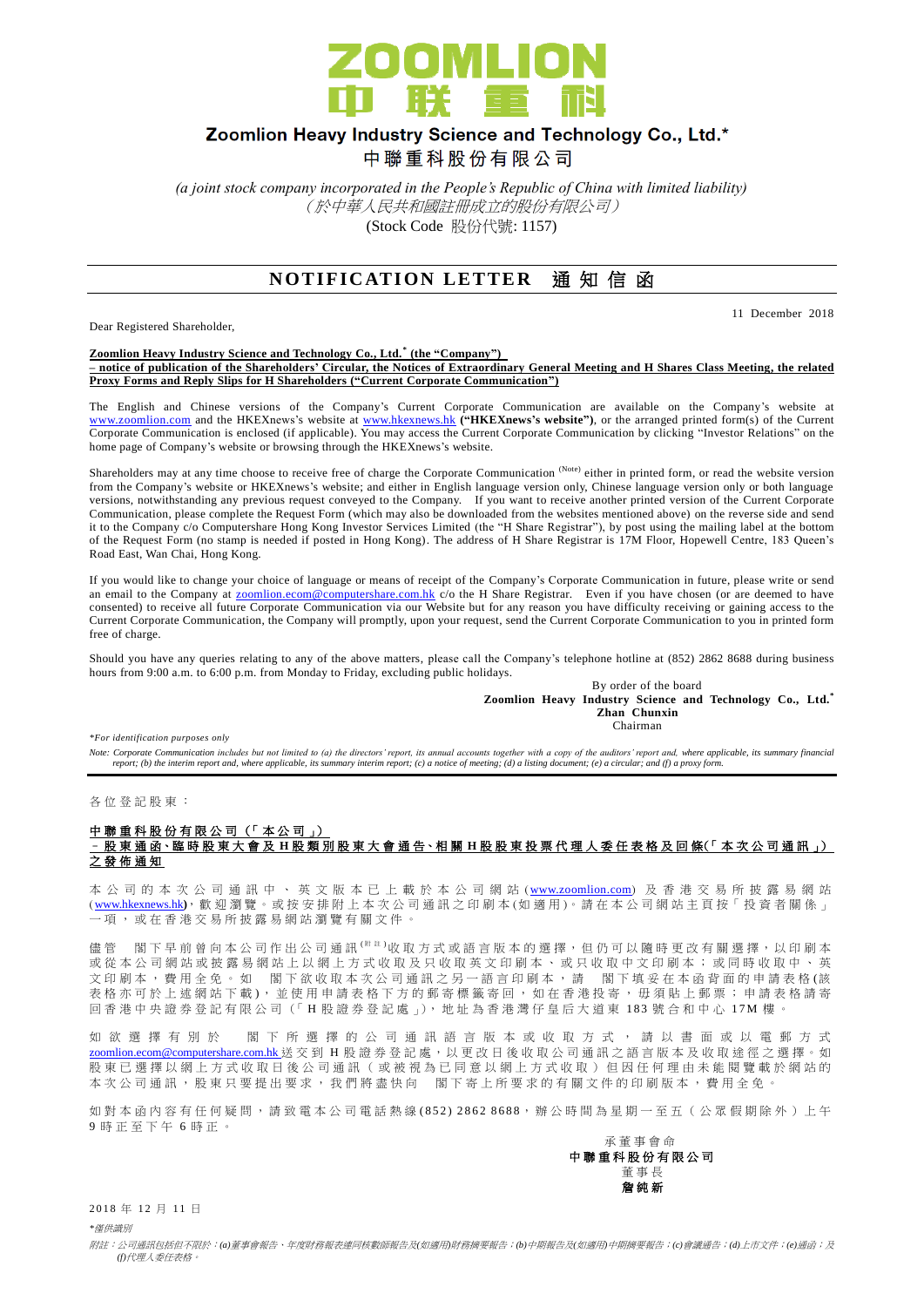# Zoomlion Heavy Industry Science and Technology Co., Ltd.*

# 中聯重科股份有限公司

*(a joint stock company incorporated in the People's Republic of China with limited liability)*
*（於中華人民共和國註冊成立的股份有限公司）*
(Stock Code 股份代號: 1157)

## NOTIFICATION LETTER 通知信函

11 December 2018

Dear Registered Shareholder,

**Zoomlion Heavy Industry Science and Technology Co., Ltd.* (the "Company")**
**– notice of publication of the Shareholders' Circular, the Notices of Extraordinary General Meeting and H Shares Class Meeting, the related Proxy Forms and Reply Slips for H Shareholders ("Current Corporate Communication")**

The English and Chinese versions of the Company's Current Corporate Communication are available on the Company's website at www.zoomlion.com and the HKEXnews's website at www.hkexnews.hk **("HKEXnews's website")**, or the arranged printed form(s) of the Current Corporate Communication is enclosed (if applicable). You may access the Current Corporate Communication by clicking "Investor Relations" on the home page of Company's website or browsing through the HKEXnews's website.

Shareholders may at any time choose to receive free of charge the Corporate Communication (Note) either in printed form, or read the website version from the Company's website or HKEXnews's website; and either in English language version only, Chinese language version only or both language versions, notwithstanding any previous request conveyed to the Company. If you want to receive another printed version of the Current Corporate Communication, please complete the Request Form (which may also be downloaded from the websites mentioned above) on the reverse side and send it to the Company c/o Computershare Hong Kong Investor Services Limited (the "H Share Registrar"), by post using the mailing label at the bottom of the Request Form (no stamp is needed if posted in Hong Kong). The address of H Share Registrar is 17M Floor, Hopewell Centre, 183 Queen's Road East, Wan Chai, Hong Kong.

If you would like to change your choice of language or means of receipt of the Company's Corporate Communication in future, please write or send an email to the Company at zoomlion.ecom@computershare.com.hk c/o the H Share Registrar. Even if you have chosen (or are deemed to have consented) to receive all future Corporate Communication via our Website but for any reason you have difficulty receiving or gaining access to the Current Corporate Communication, the Company will promptly, upon your request, send the Current Corporate Communication to you in printed form free of charge.

Should you have any queries relating to any of the above matters, please call the Company's telephone hotline at (852) 2862 8688 during business hours from 9:00 a.m. to 6:00 p.m. from Monday to Friday, excluding public holidays.

By order of the board
**Zoomlion Heavy Industry Science and Technology Co., Ltd.***
**Zhan Chunxin**
Chairman

*\*For identification purposes only*

*Note: Corporate Communication includes but not limited to (a) the directors' report, its annual accounts together with a copy of the auditors' report and, where applicable, its summary financial report; (b) the interim report and, where applicable, its summary interim report; (c) a notice of meeting; (d) a listing document; (e) a circular; and (f) a proxy form.*

---

各位登記股東：

**中聯重科股份有限公司（「本公司」）**
**－股東通函、臨時股東大會及H股類別股東大會通告、相關H股股東投票代理人委任表格及回條(「本次公司通訊」)之發佈通知**

本公司的本次公司通訊中、英文版本已上載於本公司網站(www.zoomlion.com)及香港交易所披露易網站(www.hkexnews.hk)，歡迎瀏覽。或按安排附上本次公司通訊之印刷本(如適用)。請在本公司網站主頁按「投資者關係」一項，或在香港交易所披露易網站瀏覽有關文件。

儘管 閣下早前曾向本公司作出公司通訊(附註)收取方式或語言版本的選擇，但仍可以隨時更改有關選擇，以印刷本或從本公司網站或披露易網站上以網上方式收取及只收取英文印刷本、或只收取中文印刷本；或同時收取中、英文印刷本，費用全免。如 閣下欲收取本次公司通訊之另一語言印刷本，請 閣下填妥在本函背面的申請表格(該表格亦可於上述網站下載)，並使用申請表格下方的郵寄標籤寄回，如在香港投寄，毋須貼上郵票；申請表格請寄回香港中央證券登記有限公司（「H股證券登記處」），地址為香港灣仔皇后大道東183號合和中心17M樓。

如欲選擇有別於 閣下所選擇的公司通訊語言版本或收取方式，請以書面或以電郵方式zoomlion.ecom@computershare.com.hk送交到H股證券登記處，以更改日後收取公司通訊之語言版本及收取途徑之選擇。如股東已選擇以網上方式收取日後公司通訊（或被視為已同意以網上方式收取）但因任何理由未能閱覽載於網站的本次公司通訊，股東只要提出要求，我們將盡快向 閣下寄上所要求的有關文件的印刷版本，費用全免。

如對本函內容有任何疑問，請致電本公司電話熱線(852) 2862 8688，辦公時間為星期一至五（公眾假期除外）上午9時正至下午6時正。

承董事會命
**中聯重科股份有限公司**
董事長
**詹純新**

2018年12月11日

*\*僅供識別*

*附註：公司通訊包括但不限於：(a)董事會報告、年度財務報表連同核數師報告及(如適用)財務摘要報告；(b)中期報告及(如適用)中期摘要報告；(c)會議通告；(d)上市文件；(e)通函；及(f)代理人委任表格。*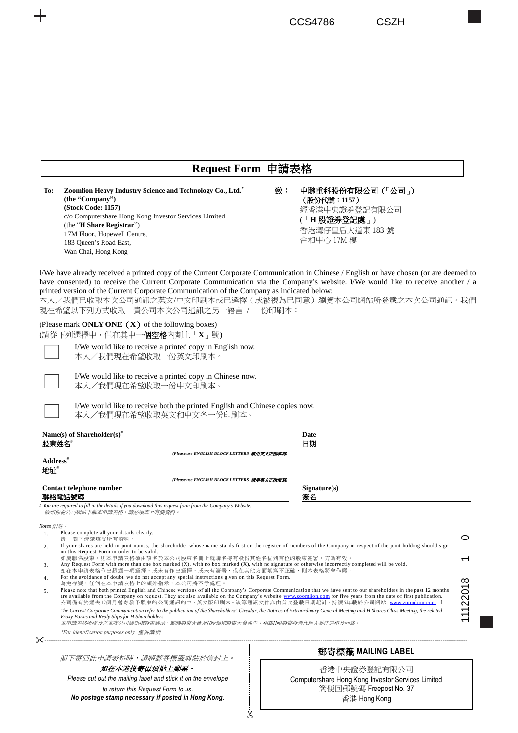CCS4786 CSZH

# Request Form 申請表格

**To:** **Zoomlion Heavy Industry Science and Technology Co., Ltd.*** **(the "Company")** **(Stock Code: 1157)**
c/o Computershare Hong Kong Investor Services Limited
(the "**H Share Registrar**")
17M Floor, Hopewell Centre,
183 Queen's Road East,
Wan Chai, Hong Kong

**致：** **中聯重科股份有限公司**（「**公司**」）
（**股份代號：1157**）
經香港中央證券登記有限公司
（「**H 股證券登記處**」）
香港灣仔皇后大道東 183 號
合和中心 17M 樓

I/We have already received a printed copy of the Current Corporate Communication in Chinese / English or have chosen (or are deemed to have consented) to receive the Current Corporate Communication via the Company's website. I/We would like to receive another / a printed version of the Current Corporate Communication of the Company as indicated below:
本人／我們已收取本次公司通訊之英文/中文印刷本或已選擇（或被視為已同意）瀏覽本公司網站所登載之本次公司通訊。我們現在希望以下列方式收取　貴公司本次公司通訊之另一語言 / 一份印刷本：

(Please mark **ONLY ONE** (**X**) of the following boxes)
(請從下列選擇中，僅在其中**一個空格**內劃上「**X**」號)

☐ I/We would like to receive a printed copy in English now.
本人／我們現在希望收取一份英文印刷本。

☐ I/We would like to receive a printed copy in Chinese now.
本人／我們現在希望收取一份中文印刷本。

☐ I/We would like to receive both the printed English and Chinese copies now.
本人／我們現在希望收取英文和中文各一份印刷本。

**Name(s) of Shareholder(s)#**
**股東姓名#** _______________________
*(Please use ENGLISH BLOCK LETTERS 請用英文正楷填寫)*

**Date**
**日期** _______________________

**Address#**
**地址#** _______________________
*(Please use ENGLISH BLOCK LETTERS 請用英文正楷填寫)*

**Contact telephone number**
**聯絡電話號碼** _______________________

**Signature(s)**
**簽名** _______________________

*# You are required to fill in the details if you download this request form from the Company's Website.*
*假如你從公司網站下載本申請表格，請必須填上有關資料。*

*Notes 附註：*

1. Please complete all your details clearly.
請　閣下清楚填妥所有資料。
2. If your shares are held in joint names, the shareholder whose name stands first on the register of members of the Company in respect of the joint holding should sign on this Request Form in order to be valid.
如屬聯名股東，則本申請表格須由該名於本公司股東名冊上就聯名持有股份其姓名位列首位的股東簽署，方為有效。
3. Any Request Form with more than one box marked (X), with no box marked (X), with no signature or otherwise incorrectly completed will be void.
如在本申請表格作出超過一項選擇、或未有作出選擇、或未有簽署、或在其他方面填寫不正確，則本表格將會作廢。
4. For the avoidance of doubt, we do not accept any special instructions given on this Request Form.
為免存疑，任何在本申請表格上的額外指示，本公司將不予處理。
5. Please note that both printed English and Chinese versions of all the Company's Corporate Communication that we have sent to our shareholders in the past 12 months are available from the Company on request. They are also available on the Company's website www.zoomlion.com for five years from the date of first publication.
公司備有於過去12個月曾寄發予股東的公司通訊的中、英文版印刷本。該等通訊文件亦由首次登載日期起計，持續5年載於公司網站 www.zoomlion.com 上。

*The Current Corporate Communication refer to the publication of the Shareholders' Circular, the Notices of Extraordinary General Meeting and H Shares Class Meeting, the related Proxy Forms and Reply Slips for H Shareholders.*
*本申請表格所提及之本次公司通訊指股東通函、臨時股東大會及H股類別股東大會通告、相關H股股東投票代理人委任表格及回條。*

*\*For identification purposes only 僅供識別*

0 1 11122018

---

*閣下寄回此申請表格時，請將郵寄標籤剪貼於信封上。*
***如在本港投寄毋須貼上郵票。***
*Please cut out the mailing label and stick it on the envelope to return this Request Form to us.*
***No postage stamp necessary if posted in Hong Kong.***

**郵寄標籤 MAILING LABEL**

香港中央證券登記有限公司
Computershare Hong Kong Investor Services Limited
簡便回郵號碼 Freepost No. 37
香港 Hong Kong